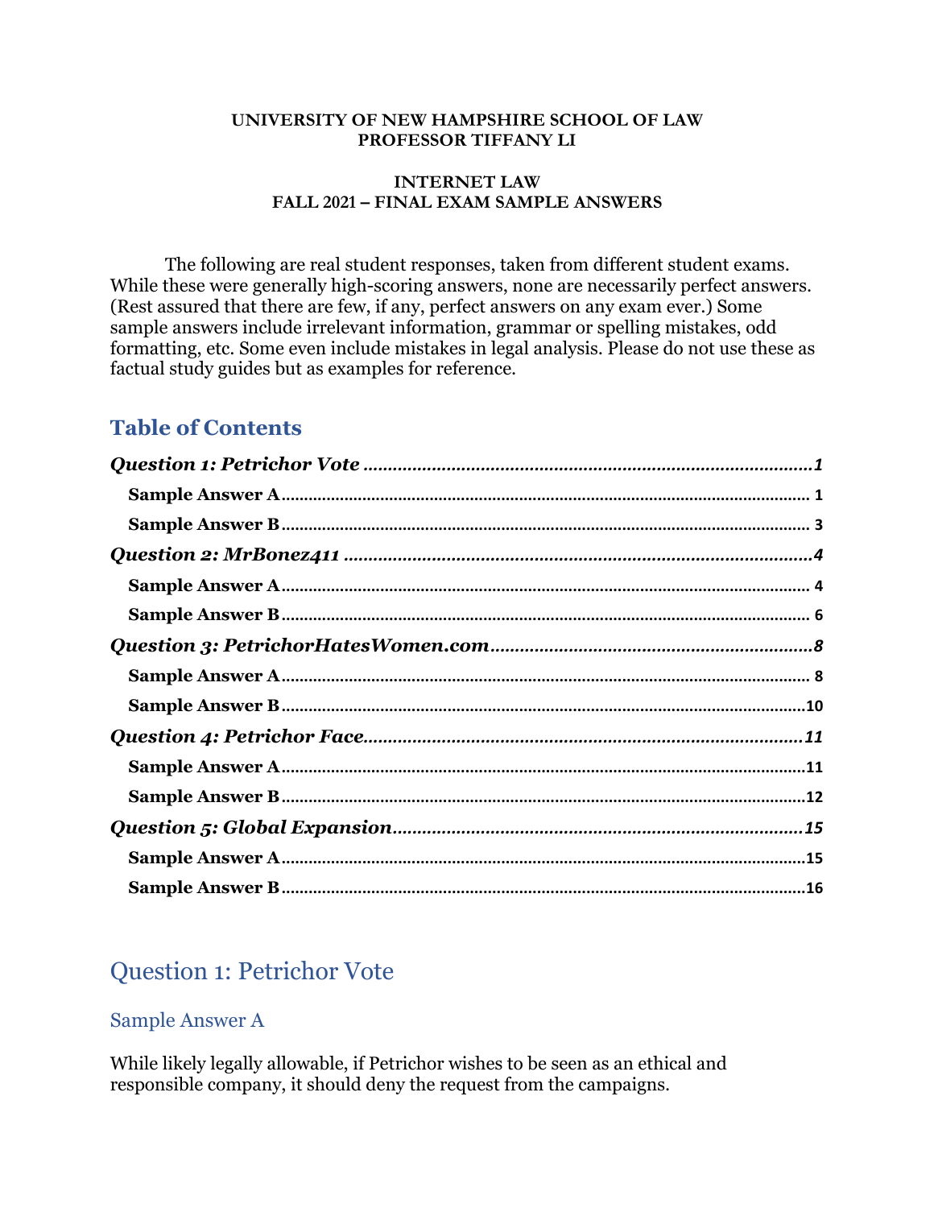**UNIVERSITY OF NEW HAMPSHIRE SCHOOL OF LAW**
**PROFESSOR TIFFANY LI**

**INTERNET LAW**
**FALL 2021 – FINAL EXAM SAMPLE ANSWERS**

The following are real student responses, taken from different student exams. While these were generally high-scoring answers, none are necessarily perfect answers. (Rest assured that there are few, if any, perfect answers on any exam ever.) Some sample answers include irrelevant information, grammar or spelling mistakes, odd formatting, etc. Some even include mistakes in legal analysis. Please do not use these as factual study guides but as examples for reference.

## Table of Contents

*Question 1: Petrichor Vote* ........................................................ 1
- Sample Answer A ........................................................ 1
- Sample Answer B ........................................................ 3

*Question 2: MrBonez411* ........................................................ 4
- Sample Answer A ........................................................ 4
- Sample Answer B ........................................................ 6

*Question 3: PetrichorHatesWomen.com* ........................................................ 8
- Sample Answer A ........................................................ 8
- Sample Answer B ........................................................ 10

*Question 4: Petrichor Face* ........................................................ 11
- Sample Answer A ........................................................ 11
- Sample Answer B ........................................................ 12

*Question 5: Global Expansion* ........................................................ 15
- Sample Answer A ........................................................ 15
- Sample Answer B ........................................................ 16

## Question 1: Petrichor Vote

### Sample Answer A

While likely legally allowable, if Petrichor wishes to be seen as an ethical and responsible company, it should deny the request from the campaigns.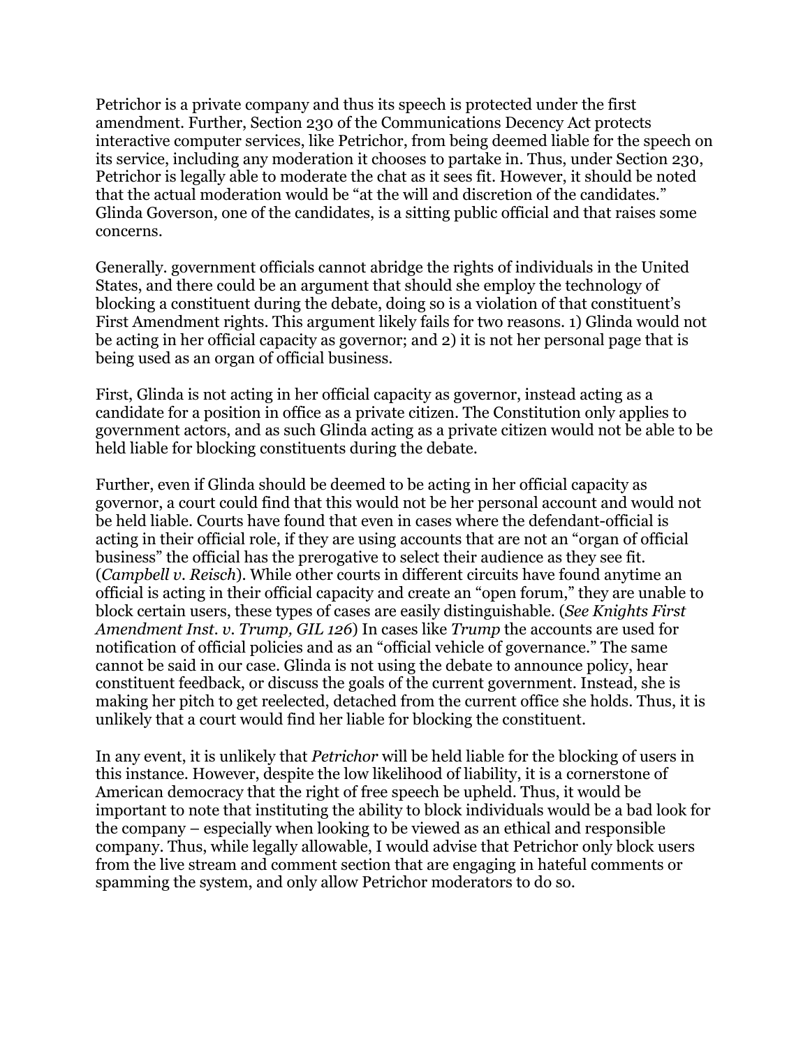Petrichor is a private company and thus its speech is protected under the first amendment. Further, Section 230 of the Communications Decency Act protects interactive computer services, like Petrichor, from being deemed liable for the speech on its service, including any moderation it chooses to partake in. Thus, under Section 230, Petrichor is legally able to moderate the chat as it sees fit. However, it should be noted that the actual moderation would be "at the will and discretion of the candidates." Glinda Goverson, one of the candidates, is a sitting public official and that raises some concerns.

Generally. government officials cannot abridge the rights of individuals in the United States, and there could be an argument that should she employ the technology of blocking a constituent during the debate, doing so is a violation of that constituent's First Amendment rights. This argument likely fails for two reasons. 1) Glinda would not be acting in her official capacity as governor; and 2) it is not her personal page that is being used as an organ of official business.

First, Glinda is not acting in her official capacity as governor, instead acting as a candidate for a position in office as a private citizen. The Constitution only applies to government actors, and as such Glinda acting as a private citizen would not be able to be held liable for blocking constituents during the debate.

Further, even if Glinda should be deemed to be acting in her official capacity as governor, a court could find that this would not be her personal account and would not be held liable. Courts have found that even in cases where the defendant-official is acting in their official role, if they are using accounts that are not an "organ of official business" the official has the prerogative to select their audience as they see fit. (*Campbell v. Reisch*). While other courts in different circuits have found anytime an official is acting in their official capacity and create an "open forum," they are unable to block certain users, these types of cases are easily distinguishable. (*See Knights First Amendment Inst. v. Trump, GIL 126*) In cases like *Trump* the accounts are used for notification of official policies and as an "official vehicle of governance." The same cannot be said in our case. Glinda is not using the debate to announce policy, hear constituent feedback, or discuss the goals of the current government. Instead, she is making her pitch to get reelected, detached from the current office she holds. Thus, it is unlikely that a court would find her liable for blocking the constituent.

In any event, it is unlikely that *Petrichor* will be held liable for the blocking of users in this instance. However, despite the low likelihood of liability, it is a cornerstone of American democracy that the right of free speech be upheld. Thus, it would be important to note that instituting the ability to block individuals would be a bad look for the company – especially when looking to be viewed as an ethical and responsible company. Thus, while legally allowable, I would advise that Petrichor only block users from the live stream and comment section that are engaging in hateful comments or spamming the system, and only allow Petrichor moderators to do so.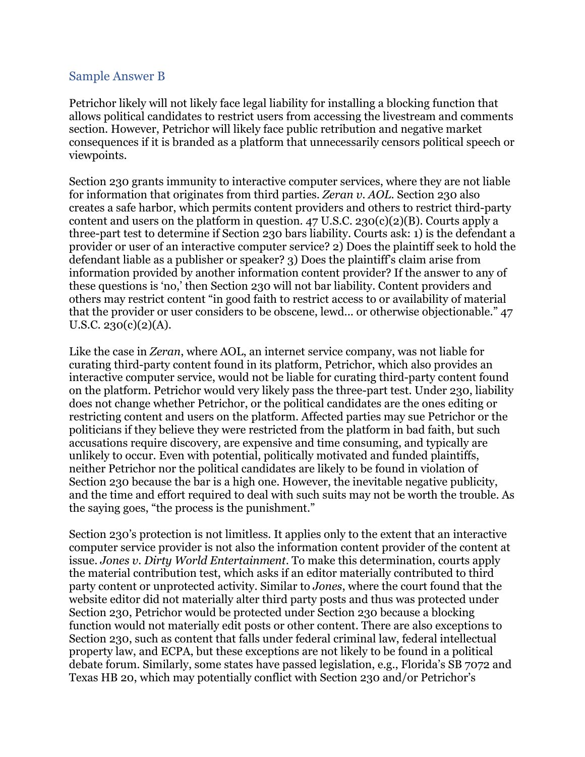## Sample Answer B

Petrichor likely will not likely face legal liability for installing a blocking function that allows political candidates to restrict users from accessing the livestream and comments section. However, Petrichor will likely face public retribution and negative market consequences if it is branded as a platform that unnecessarily censors political speech or viewpoints.

Section 230 grants immunity to interactive computer services, where they are not liable for information that originates from third parties. *Zeran v. AOL*. Section 230 also creates a safe harbor, which permits content providers and others to restrict third-party content and users on the platform in question. 47 U.S.C. 230(c)(2)(B). Courts apply a three-part test to determine if Section 230 bars liability. Courts ask: 1) is the defendant a provider or user of an interactive computer service? 2) Does the plaintiff seek to hold the defendant liable as a publisher or speaker? 3) Does the plaintiff's claim arise from information provided by another information content provider? If the answer to any of these questions is 'no,' then Section 230 will not bar liability. Content providers and others may restrict content "in good faith to restrict access to or availability of material that the provider or user considers to be obscene, lewd... or otherwise objectionable." 47 U.S.C. 230(c)(2)(A).

Like the case in *Zeran*, where AOL, an internet service company, was not liable for curating third-party content found in its platform, Petrichor, which also provides an interactive computer service, would not be liable for curating third-party content found on the platform. Petrichor would very likely pass the three-part test. Under 230, liability does not change whether Petrichor, or the political candidates are the ones editing or restricting content and users on the platform. Affected parties may sue Petrichor or the politicians if they believe they were restricted from the platform in bad faith, but such accusations require discovery, are expensive and time consuming, and typically are unlikely to occur. Even with potential, politically motivated and funded plaintiffs, neither Petrichor nor the political candidates are likely to be found in violation of Section 230 because the bar is a high one. However, the inevitable negative publicity, and the time and effort required to deal with such suits may not be worth the trouble. As the saying goes, "the process is the punishment."

Section 230's protection is not limitless. It applies only to the extent that an interactive computer service provider is not also the information content provider of the content at issue. *Jones v. Dirty World Entertainment*. To make this determination, courts apply the material contribution test, which asks if an editor materially contributed to third party content or unprotected activity. Similar to *Jones*, where the court found that the website editor did not materially alter third party posts and thus was protected under Section 230, Petrichor would be protected under Section 230 because a blocking function would not materially edit posts or other content. There are also exceptions to Section 230, such as content that falls under federal criminal law, federal intellectual property law, and ECPA, but these exceptions are not likely to be found in a political debate forum. Similarly, some states have passed legislation, e.g., Florida's SB 7072 and Texas HB 20, which may potentially conflict with Section 230 and/or Petrichor's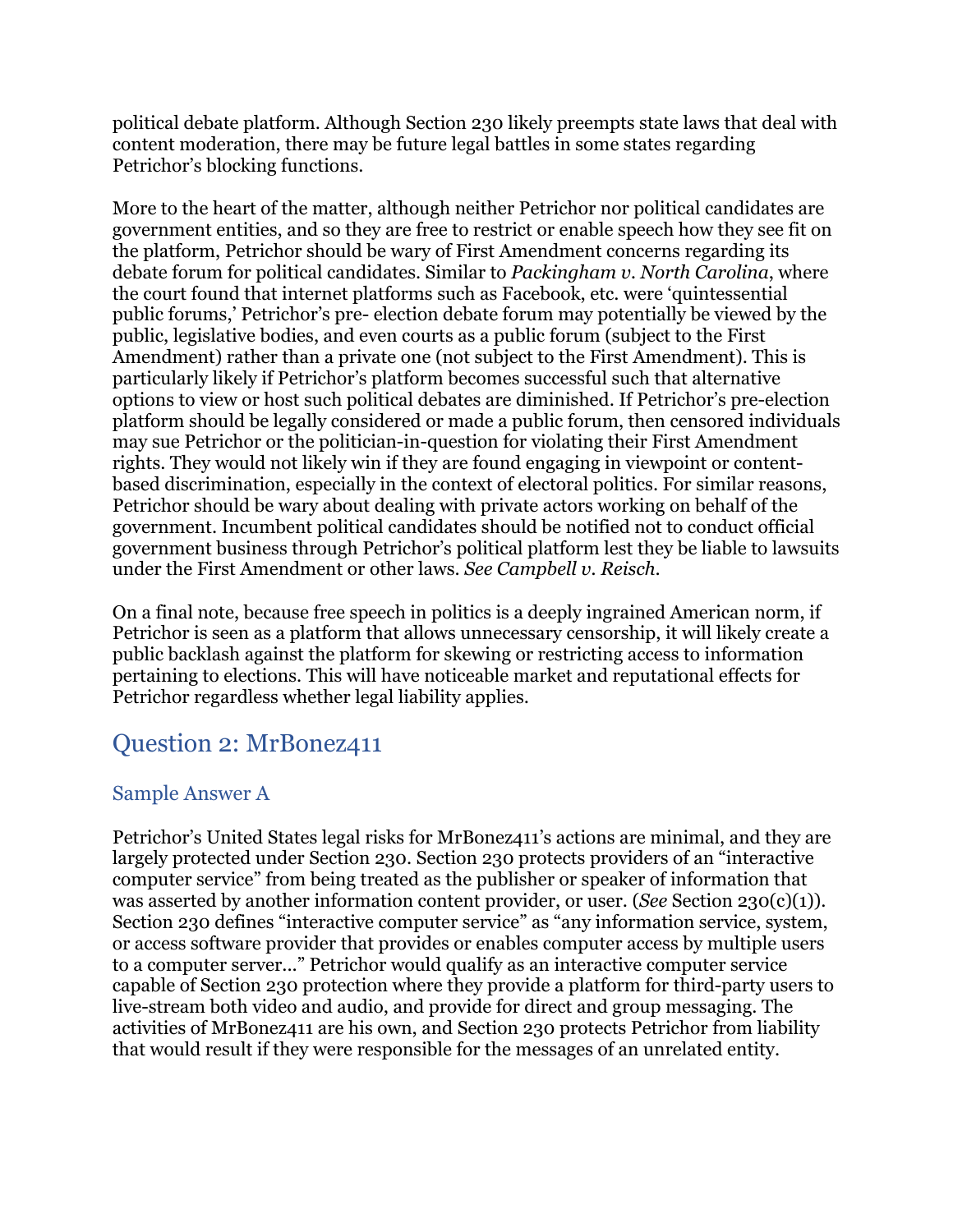political debate platform. Although Section 230 likely preempts state laws that deal with content moderation, there may be future legal battles in some states regarding Petrichor's blocking functions.

More to the heart of the matter, although neither Petrichor nor political candidates are government entities, and so they are free to restrict or enable speech how they see fit on the platform, Petrichor should be wary of First Amendment concerns regarding its debate forum for political candidates. Similar to *Packingham v. North Carolina*, where the court found that internet platforms such as Facebook, etc. were 'quintessential public forums,' Petrichor's pre- election debate forum may potentially be viewed by the public, legislative bodies, and even courts as a public forum (subject to the First Amendment) rather than a private one (not subject to the First Amendment). This is particularly likely if Petrichor's platform becomes successful such that alternative options to view or host such political debates are diminished. If Petrichor's pre-election platform should be legally considered or made a public forum, then censored individuals may sue Petrichor or the politician-in-question for violating their First Amendment rights. They would not likely win if they are found engaging in viewpoint or content-based discrimination, especially in the context of electoral politics. For similar reasons, Petrichor should be wary about dealing with private actors working on behalf of the government. Incumbent political candidates should be notified not to conduct official government business through Petrichor's political platform lest they be liable to lawsuits under the First Amendment or other laws. *See Campbell v. Reisch*.

On a final note, because free speech in politics is a deeply ingrained American norm, if Petrichor is seen as a platform that allows unnecessary censorship, it will likely create a public backlash against the platform for skewing or restricting access to information pertaining to elections. This will have noticeable market and reputational effects for Petrichor regardless whether legal liability applies.

## Question 2: MrBonez411

### Sample Answer A

Petrichor's United States legal risks for MrBonez411's actions are minimal, and they are largely protected under Section 230. Section 230 protects providers of an "interactive computer service" from being treated as the publisher or speaker of information that was asserted by another information content provider, or user. (*See* Section 230(c)(1)). Section 230 defines "interactive computer service" as "any information service, system, or access software provider that provides or enables computer access by multiple users to a computer server..." Petrichor would qualify as an interactive computer service capable of Section 230 protection where they provide a platform for third-party users to live-stream both video and audio, and provide for direct and group messaging. The activities of MrBonez411 are his own, and Section 230 protects Petrichor from liability that would result if they were responsible for the messages of an unrelated entity.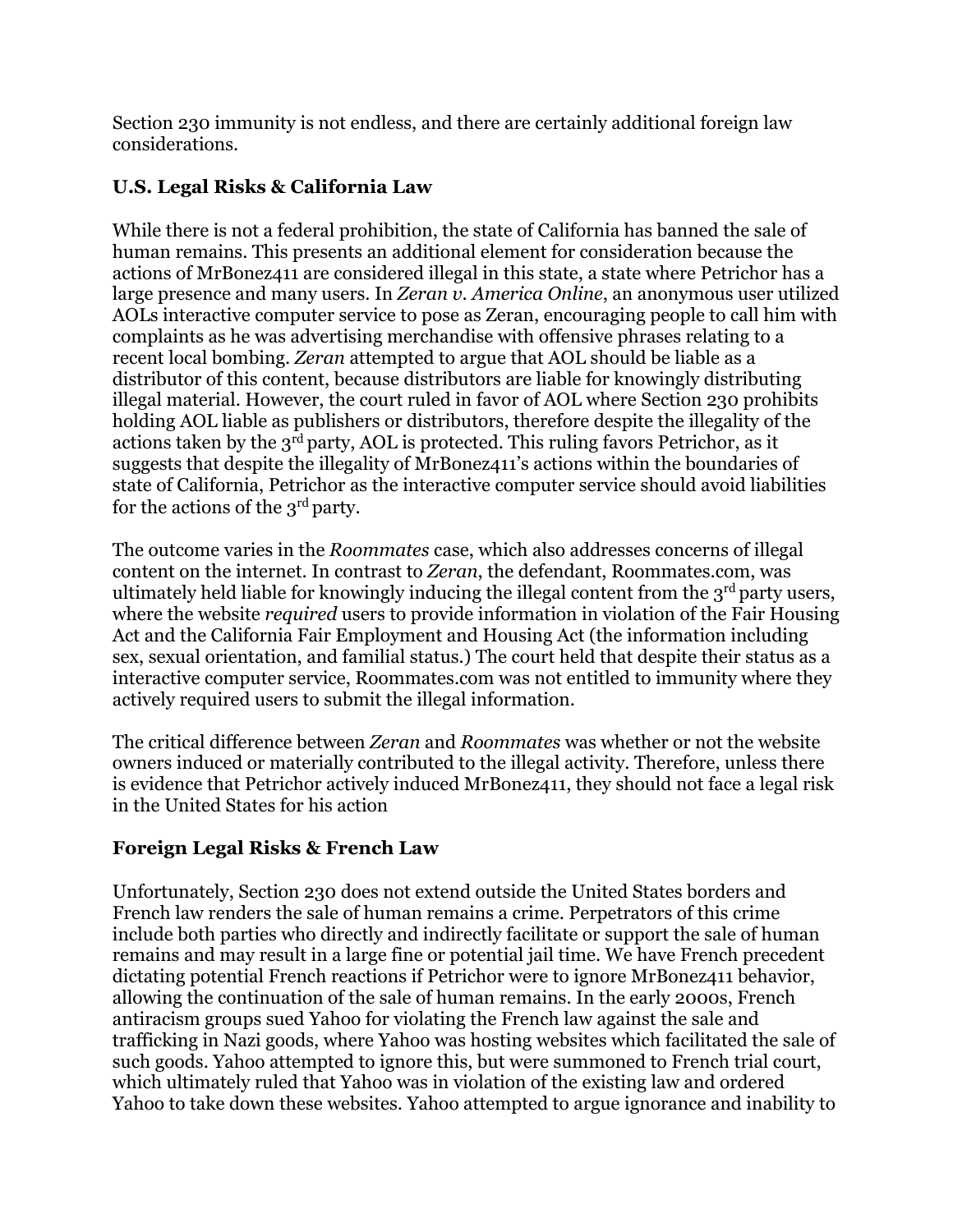Section 230 immunity is not endless, and there are certainly additional foreign law considerations.

### U.S. Legal Risks & California Law

While there is not a federal prohibition, the state of California has banned the sale of human remains. This presents an additional element for consideration because the actions of MrBonez411 are considered illegal in this state, a state where Petrichor has a large presence and many users. In *Zeran v. America Online*, an anonymous user utilized AOLs interactive computer service to pose as Zeran, encouraging people to call him with complaints as he was advertising merchandise with offensive phrases relating to a recent local bombing. *Zeran* attempted to argue that AOL should be liable as a distributor of this content, because distributors are liable for knowingly distributing illegal material. However, the court ruled in favor of AOL where Section 230 prohibits holding AOL liable as publishers or distributors, therefore despite the illegality of the actions taken by the 3rd party, AOL is protected. This ruling favors Petrichor, as it suggests that despite the illegality of MrBonez411's actions within the boundaries of state of California, Petrichor as the interactive computer service should avoid liabilities for the actions of the 3rd party.

The outcome varies in the *Roommates* case, which also addresses concerns of illegal content on the internet. In contrast to *Zeran*, the defendant, Roommates.com, was ultimately held liable for knowingly inducing the illegal content from the 3rd party users, where the website *required* users to provide information in violation of the Fair Housing Act and the California Fair Employment and Housing Act (the information including sex, sexual orientation, and familial status.) The court held that despite their status as a interactive computer service, Roommates.com was not entitled to immunity where they actively required users to submit the illegal information.

The critical difference between *Zeran* and *Roommates* was whether or not the website owners induced or materially contributed to the illegal activity. Therefore, unless there is evidence that Petrichor actively induced MrBonez411, they should not face a legal risk in the United States for his action

### Foreign Legal Risks & French Law

Unfortunately, Section 230 does not extend outside the United States borders and French law renders the sale of human remains a crime. Perpetrators of this crime include both parties who directly and indirectly facilitate or support the sale of human remains and may result in a large fine or potential jail time. We have French precedent dictating potential French reactions if Petrichor were to ignore MrBonez411 behavior, allowing the continuation of the sale of human remains. In the early 2000s, French antiracism groups sued Yahoo for violating the French law against the sale and trafficking in Nazi goods, where Yahoo was hosting websites which facilitated the sale of such goods. Yahoo attempted to ignore this, but were summoned to French trial court, which ultimately ruled that Yahoo was in violation of the existing law and ordered Yahoo to take down these websites. Yahoo attempted to argue ignorance and inability to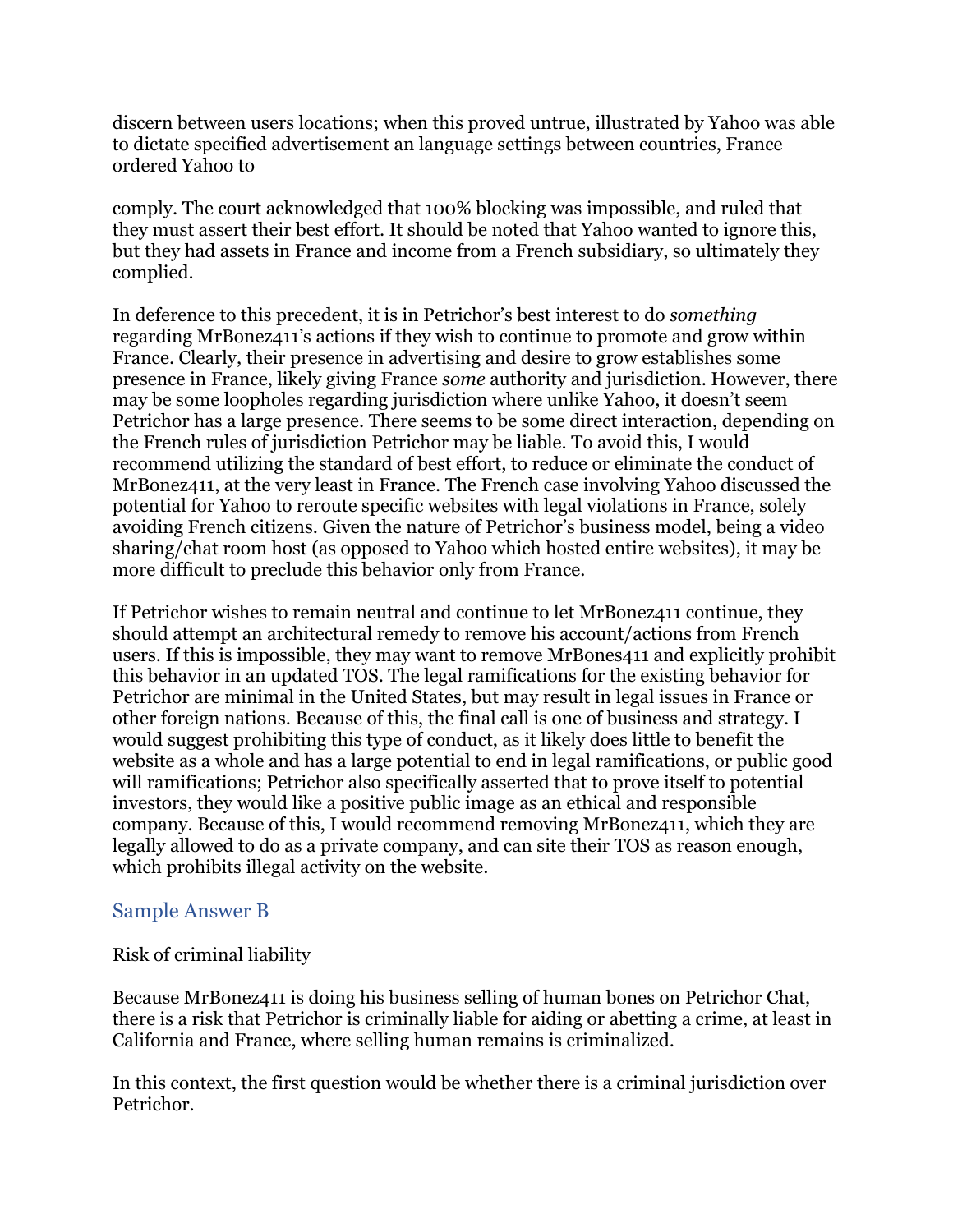discern between users locations; when this proved untrue, illustrated by Yahoo was able to dictate specified advertisement an language settings between countries, France ordered Yahoo to

comply. The court acknowledged that 100% blocking was impossible, and ruled that they must assert their best effort. It should be noted that Yahoo wanted to ignore this, but they had assets in France and income from a French subsidiary, so ultimately they complied.

In deference to this precedent, it is in Petrichor's best interest to do *something* regarding MrBonez411's actions if they wish to continue to promote and grow within France. Clearly, their presence in advertising and desire to grow establishes some presence in France, likely giving France *some* authority and jurisdiction. However, there may be some loopholes regarding jurisdiction where unlike Yahoo, it doesn't seem Petrichor has a large presence. There seems to be some direct interaction, depending on the French rules of jurisdiction Petrichor may be liable. To avoid this, I would recommend utilizing the standard of best effort, to reduce or eliminate the conduct of MrBonez411, at the very least in France. The French case involving Yahoo discussed the potential for Yahoo to reroute specific websites with legal violations in France, solely avoiding French citizens. Given the nature of Petrichor's business model, being a video sharing/chat room host (as opposed to Yahoo which hosted entire websites), it may be more difficult to preclude this behavior only from France.

If Petrichor wishes to remain neutral and continue to let MrBonez411 continue, they should attempt an architectural remedy to remove his account/actions from French users. If this is impossible, they may want to remove MrBones411 and explicitly prohibit this behavior in an updated TOS. The legal ramifications for the existing behavior for Petrichor are minimal in the United States, but may result in legal issues in France or other foreign nations. Because of this, the final call is one of business and strategy. I would suggest prohibiting this type of conduct, as it likely does little to benefit the website as a whole and has a large potential to end in legal ramifications, or public good will ramifications; Petrichor also specifically asserted that to prove itself to potential investors, they would like a positive public image as an ethical and responsible company. Because of this, I would recommend removing MrBonez411, which they are legally allowed to do as a private company, and can site their TOS as reason enough, which prohibits illegal activity on the website.

## Sample Answer B

Risk of criminal liability

Because MrBonez411 is doing his business selling of human bones on Petrichor Chat, there is a risk that Petrichor is criminally liable for aiding or abetting a crime, at least in California and France, where selling human remains is criminalized.

In this context, the first question would be whether there is a criminal jurisdiction over Petrichor.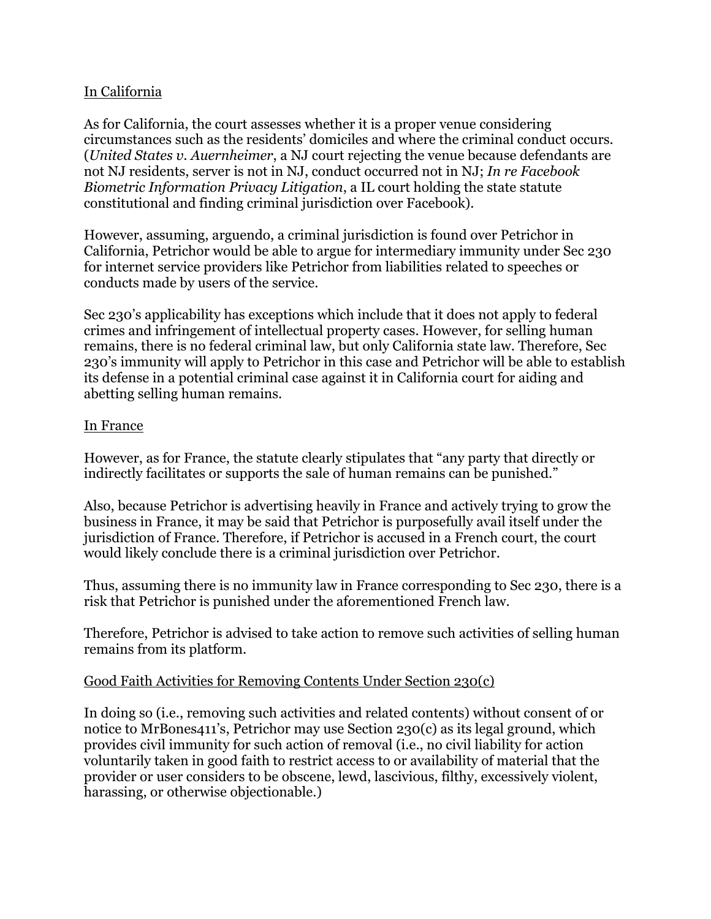<u>In California</u>

As for California, the court assesses whether it is a proper venue considering circumstances such as the residents' domiciles and where the criminal conduct occurs. (*United States v. Auernheimer*, a NJ court rejecting the venue because defendants are not NJ residents, server is not in NJ, conduct occurred not in NJ; *In re Facebook Biometric Information Privacy Litigation*, a IL court holding the state statute constitutional and finding criminal jurisdiction over Facebook).

However, assuming, arguendo, a criminal jurisdiction is found over Petrichor in California, Petrichor would be able to argue for intermediary immunity under Sec 230 for internet service providers like Petrichor from liabilities related to speeches or conducts made by users of the service.

Sec 230's applicability has exceptions which include that it does not apply to federal crimes and infringement of intellectual property cases. However, for selling human remains, there is no federal criminal law, but only California state law. Therefore, Sec 230's immunity will apply to Petrichor in this case and Petrichor will be able to establish its defense in a potential criminal case against it in California court for aiding and abetting selling human remains.

<u>In France</u>

However, as for France, the statute clearly stipulates that "any party that directly or indirectly facilitates or supports the sale of human remains can be punished."

Also, because Petrichor is advertising heavily in France and actively trying to grow the business in France, it may be said that Petrichor is purposefully avail itself under the jurisdiction of France. Therefore, if Petrichor is accused in a French court, the court would likely conclude there is a criminal jurisdiction over Petrichor.

Thus, assuming there is no immunity law in France corresponding to Sec 230, there is a risk that Petrichor is punished under the aforementioned French law.

Therefore, Petrichor is advised to take action to remove such activities of selling human remains from its platform.

<u>Good Faith Activities for Removing Contents Under Section 230(c)</u>

In doing so (i.e., removing such activities and related contents) without consent of or notice to MrBones411's, Petrichor may use Section 230(c) as its legal ground, which provides civil immunity for such action of removal (i.e., no civil liability for action voluntarily taken in good faith to restrict access to or availability of material that the provider or user considers to be obscene, lewd, lascivious, filthy, excessively violent, harassing, or otherwise objectionable.)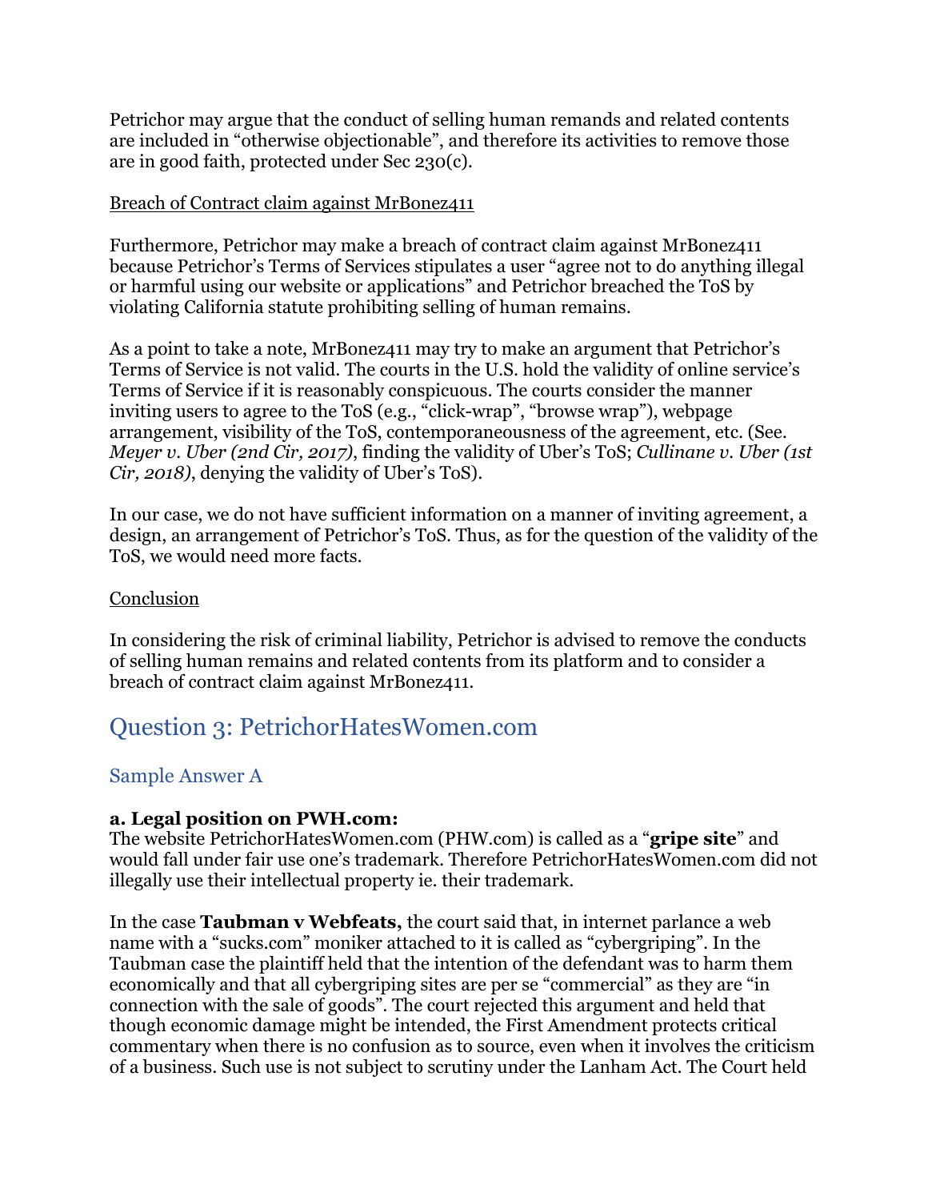Petrichor may argue that the conduct of selling human remands and related contents are included in "otherwise objectionable", and therefore its activities to remove those are in good faith, protected under Sec 230(c).

<u>Breach of Contract claim against MrBonez411</u>

Furthermore, Petrichor may make a breach of contract claim against MrBonez411 because Petrichor's Terms of Services stipulates a user "agree not to do anything illegal or harmful using our website or applications" and Petrichor breached the ToS by violating California statute prohibiting selling of human remains.

As a point to take a note, MrBonez411 may try to make an argument that Petrichor's Terms of Service is not valid. The courts in the U.S. hold the validity of online service's Terms of Service if it is reasonably conspicuous. The courts consider the manner inviting users to agree to the ToS (e.g., "click-wrap", "browse wrap"), webpage arrangement, visibility of the ToS, contemporaneousness of the agreement, etc. (See. *Meyer v. Uber (2nd Cir, 2017)*, finding the validity of Uber's ToS; *Cullinane v. Uber (1st Cir, 2018)*, denying the validity of Uber's ToS).

In our case, we do not have sufficient information on a manner of inviting agreement, a design, an arrangement of Petrichor's ToS. Thus, as for the question of the validity of the ToS, we would need more facts.

<u>Conclusion</u>

In considering the risk of criminal liability, Petrichor is advised to remove the conducts of selling human remains and related contents from its platform and to consider a breach of contract claim against MrBonez411.

## Question 3: PetrichorHatesWomen.com

### Sample Answer A

**a. Legal position on PWH.com:**

The website PetrichorHatesWomen.com (PHW.com) is called as a "**gripe site**" and would fall under fair use one's trademark. Therefore PetrichorHatesWomen.com did not illegally use their intellectual property ie. their trademark.

In the case **Taubman v Webfeats,** the court said that, in internet parlance a web name with a "sucks.com" moniker attached to it is called as "cybergriping". In the Taubman case the plaintiff held that the intention of the defendant was to harm them economically and that all cybergriping sites are per se "commercial" as they are "in connection with the sale of goods". The court rejected this argument and held that though economic damage might be intended, the First Amendment protects critical commentary when there is no confusion as to source, even when it involves the criticism of a business. Such use is not subject to scrutiny under the Lanham Act. The Court held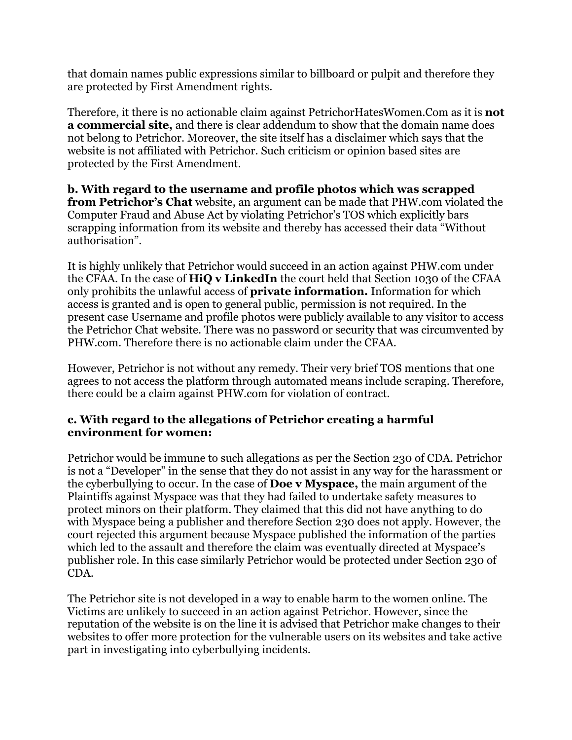that domain names public expressions similar to billboard or pulpit and therefore they are protected by First Amendment rights.

Therefore, it there is no actionable claim against PetrichorHatesWomen.Com as it is **not a commercial site,** and there is clear addendum to show that the domain name does not belong to Petrichor. Moreover, the site itself has a disclaimer which says that the website is not affiliated with Petrichor. Such criticism or opinion based sites are protected by the First Amendment.

**b. With regard to the username and profile photos which was scrapped from Petrichor's Chat** website, an argument can be made that PHW.com violated the Computer Fraud and Abuse Act by violating Petrichor's TOS which explicitly bars scrapping information from its website and thereby has accessed their data "Without authorisation".

It is highly unlikely that Petrichor would succeed in an action against PHW.com under the CFAA. In the case of **HiQ v LinkedIn** the court held that Section 1030 of the CFAA only prohibits the unlawful access of **private information.** Information for which access is granted and is open to general public, permission is not required. In the present case Username and profile photos were publicly available to any visitor to access the Petrichor Chat website. There was no password or security that was circumvented by PHW.com. Therefore there is no actionable claim under the CFAA.

However, Petrichor is not without any remedy. Their very brief TOS mentions that one agrees to not access the platform through automated means include scraping. Therefore, there could be a claim against PHW.com for violation of contract.

**c. With regard to the allegations of Petrichor creating a harmful environment for women:**

Petrichor would be immune to such allegations as per the Section 230 of CDA. Petrichor is not a "Developer" in the sense that they do not assist in any way for the harassment or the cyberbullying to occur. In the case of **Doe v Myspace,** the main argument of the Plaintiffs against Myspace was that they had failed to undertake safety measures to protect minors on their platform. They claimed that this did not have anything to do with Myspace being a publisher and therefore Section 230 does not apply. However, the court rejected this argument because Myspace published the information of the parties which led to the assault and therefore the claim was eventually directed at Myspace's publisher role. In this case similarly Petrichor would be protected under Section 230 of CDA.

The Petrichor site is not developed in a way to enable harm to the women online. The Victims are unlikely to succeed in an action against Petrichor. However, since the reputation of the website is on the line it is advised that Petrichor make changes to their websites to offer more protection for the vulnerable users on its websites and take active part in investigating into cyberbullying incidents.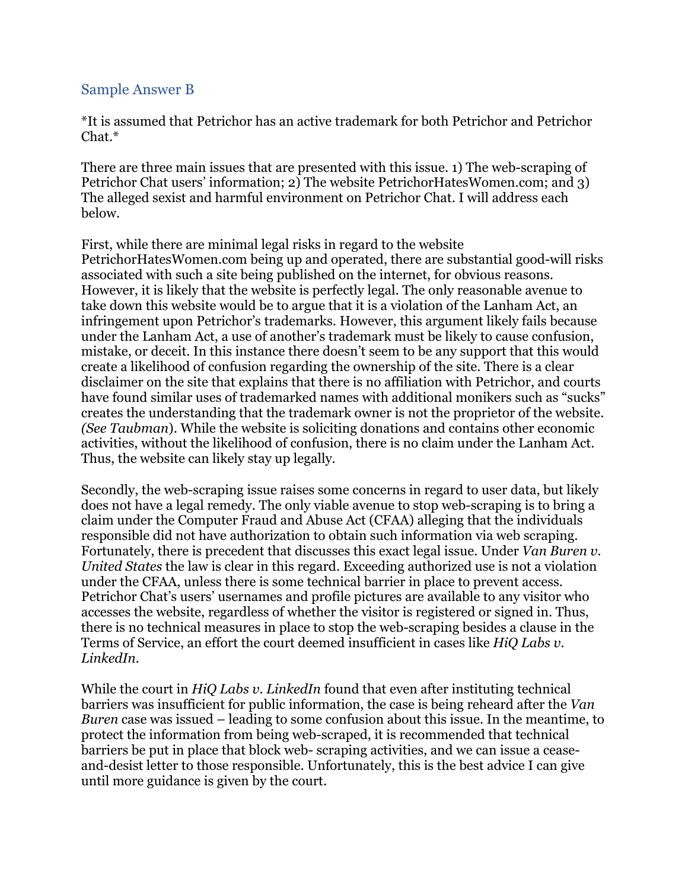## Sample Answer B

*It is assumed that Petrichor has an active trademark for both Petrichor and Petrichor Chat.*

There are three main issues that are presented with this issue. 1) The web-scraping of Petrichor Chat users' information; 2) The website PetrichorHatesWomen.com; and 3) The alleged sexist and harmful environment on Petrichor Chat. I will address each below.

First, while there are minimal legal risks in regard to the website PetrichorHatesWomen.com being up and operated, there are substantial good-will risks associated with such a site being published on the internet, for obvious reasons. However, it is likely that the website is perfectly legal. The only reasonable avenue to take down this website would be to argue that it is a violation of the Lanham Act, an infringement upon Petrichor's trademarks. However, this argument likely fails because under the Lanham Act, a use of another's trademark must be likely to cause confusion, mistake, or deceit. In this instance there doesn't seem to be any support that this would create a likelihood of confusion regarding the ownership of the site. There is a clear disclaimer on the site that explains that there is no affiliation with Petrichor, and courts have found similar uses of trademarked names with additional monikers such as "sucks" creates the understanding that the trademark owner is not the proprietor of the website. *(See Taubman)*. While the website is soliciting donations and contains other economic activities, without the likelihood of confusion, there is no claim under the Lanham Act. Thus, the website can likely stay up legally.

Secondly, the web-scraping issue raises some concerns in regard to user data, but likely does not have a legal remedy. The only viable avenue to stop web-scraping is to bring a claim under the Computer Fraud and Abuse Act (CFAA) alleging that the individuals responsible did not have authorization to obtain such information via web scraping. Fortunately, there is precedent that discusses this exact legal issue. Under *Van Buren v. United States* the law is clear in this regard. Exceeding authorized use is not a violation under the CFAA, unless there is some technical barrier in place to prevent access. Petrichor Chat's users' usernames and profile pictures are available to any visitor who accesses the website, regardless of whether the visitor is registered or signed in. Thus, there is no technical measures in place to stop the web-scraping besides a clause in the Terms of Service, an effort the court deemed insufficient in cases like *HiQ Labs v. LinkedIn*.

While the court in *HiQ Labs v. LinkedIn* found that even after instituting technical barriers was insufficient for public information, the case is being reheard after the *Van Buren* case was issued – leading to some confusion about this issue. In the meantime, to protect the information from being web-scraped, it is recommended that technical barriers be put in place that block web- scraping activities, and we can issue a cease-and-desist letter to those responsible. Unfortunately, this is the best advice I can give until more guidance is given by the court.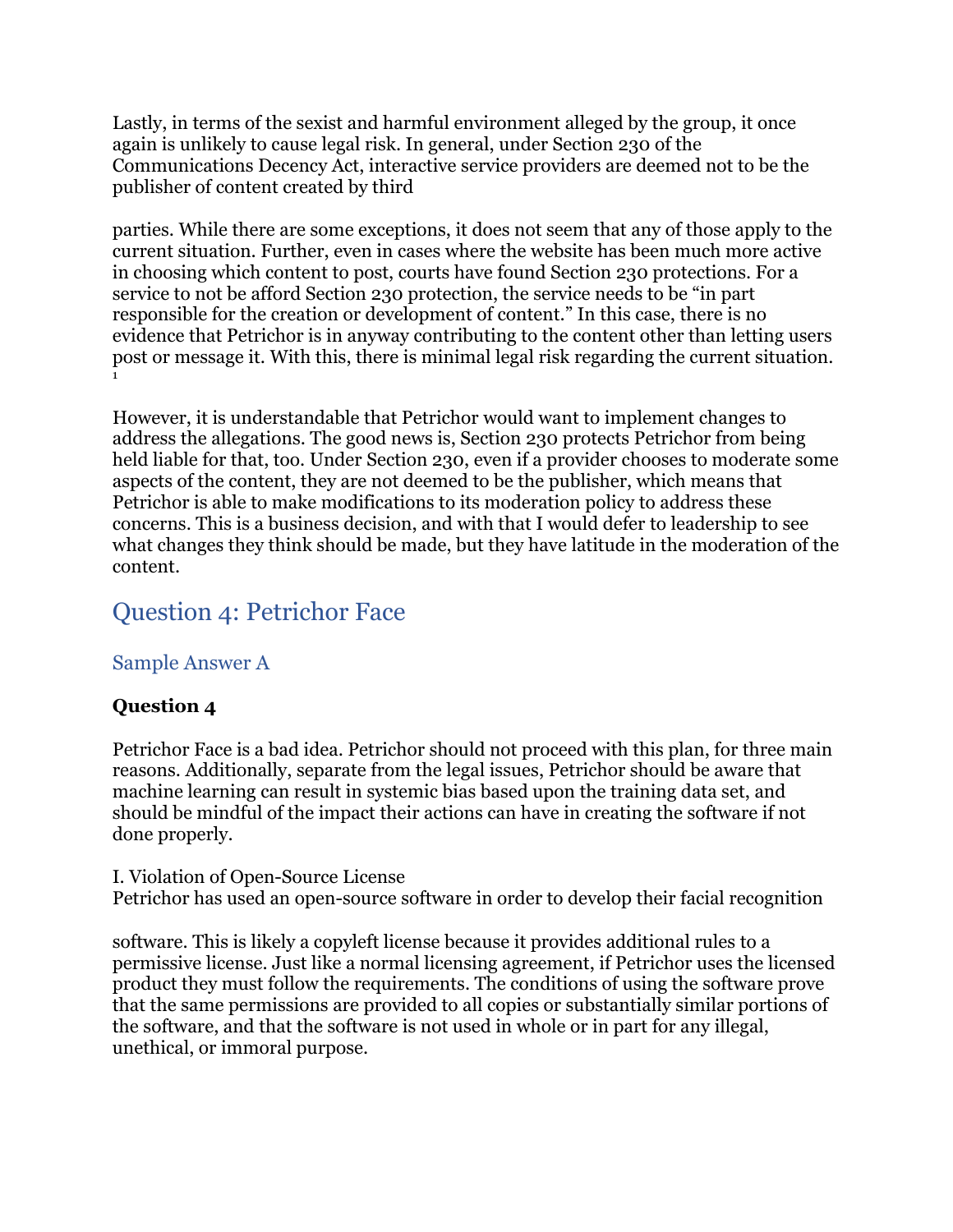Lastly, in terms of the sexist and harmful environment alleged by the group, it once again is unlikely to cause legal risk. In general, under Section 230 of the Communications Decency Act, interactive service providers are deemed not to be the publisher of content created by third parties. While there are some exceptions, it does not seem that any of those apply to the current situation. Further, even in cases where the website has been much more active in choosing which content to post, courts have found Section 230 protections. For a service to not be afford Section 230 protection, the service needs to be "in part responsible for the creation or development of content." In this case, there is no evidence that Petrichor is in anyway contributing to the content other than letting users post or message it. With this, there is minimal legal risk regarding the current situation. [1]

However, it is understandable that Petrichor would want to implement changes to address the allegations. The good news is, Section 230 protects Petrichor from being held liable for that, too. Under Section 230, even if a provider chooses to moderate some aspects of the content, they are not deemed to be the publisher, which means that Petrichor is able to make modifications to its moderation policy to address these concerns. This is a business decision, and with that I would defer to leadership to see what changes they think should be made, but they have latitude in the moderation of the content.

## Question 4: Petrichor Face

### Sample Answer A

**Question 4**

Petrichor Face is a bad idea. Petrichor should not proceed with this plan, for three main reasons. Additionally, separate from the legal issues, Petrichor should be aware that machine learning can result in systemic bias based upon the training data set, and should be mindful of the impact their actions can have in creating the software if not done properly.

I. Violation of Open-Source License
Petrichor has used an open-source software in order to develop their facial recognition software. This is likely a copyleft license because it provides additional rules to a permissive license. Just like a normal licensing agreement, if Petrichor uses the licensed product they must follow the requirements. The conditions of using the software prove that the same permissions are provided to all copies or substantially similar portions of the software, and that the software is not used in whole or in part for any illegal, unethical, or immoral purpose.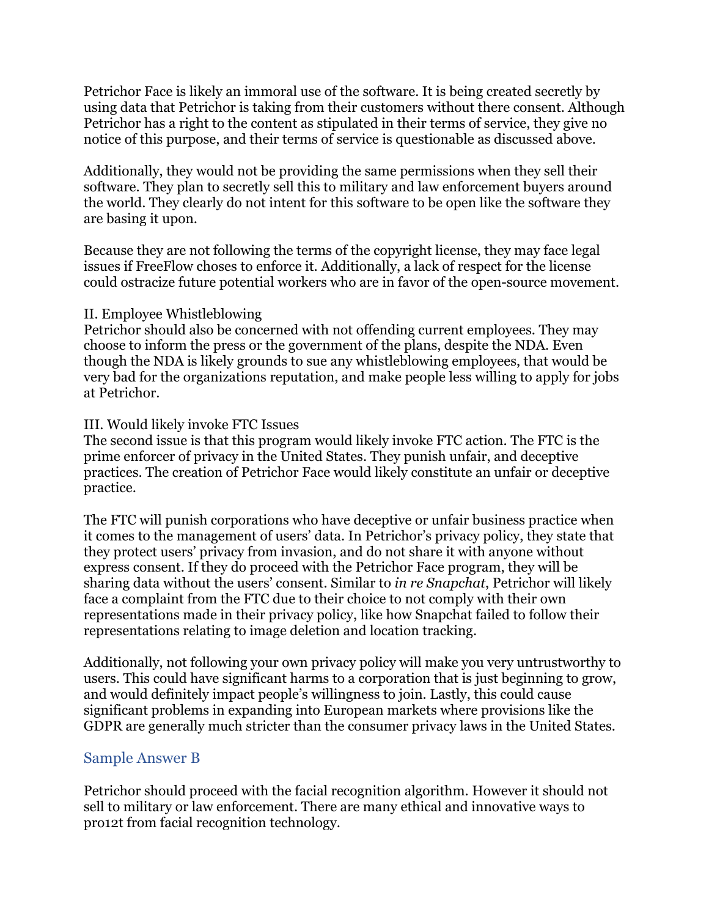Petrichor Face is likely an immoral use of the software. It is being created secretly by using data that Petrichor is taking from their customers without there consent. Although Petrichor has a right to the content as stipulated in their terms of service, they give no notice of this purpose, and their terms of service is questionable as discussed above.

Additionally, they would not be providing the same permissions when they sell their software. They plan to secretly sell this to military and law enforcement buyers around the world. They clearly do not intent for this software to be open like the software they are basing it upon.

Because they are not following the terms of the copyright license, they may face legal issues if FreeFlow choses to enforce it. Additionally, a lack of respect for the license could ostracize future potential workers who are in favor of the open-source movement.

II. Employee Whistleblowing
Petrichor should also be concerned with not offending current employees. They may choose to inform the press or the government of the plans, despite the NDA. Even though the NDA is likely grounds to sue any whistleblowing employees, that would be very bad for the organizations reputation, and make people less willing to apply for jobs at Petrichor.

III. Would likely invoke FTC Issues
The second issue is that this program would likely invoke FTC action. The FTC is the prime enforcer of privacy in the United States. They punish unfair, and deceptive practices. The creation of Petrichor Face would likely constitute an unfair or deceptive practice.

The FTC will punish corporations who have deceptive or unfair business practice when it comes to the management of users' data. In Petrichor's privacy policy, they state that they protect users' privacy from invasion, and do not share it with anyone without express consent. If they do proceed with the Petrichor Face program, they will be sharing data without the users' consent. Similar to *in re Snapchat*, Petrichor will likely face a complaint from the FTC due to their choice to not comply with their own representations made in their privacy policy, like how Snapchat failed to follow their representations relating to image deletion and location tracking.

Additionally, not following your own privacy policy will make you very untrustworthy to users. This could have significant harms to a corporation that is just beginning to grow, and would definitely impact people's willingness to join. Lastly, this could cause significant problems in expanding into European markets where provisions like the GDPR are generally much stricter than the consumer privacy laws in the United States.

## Sample Answer B

Petrichor should proceed with the facial recognition algorithm. However it should not sell to military or law enforcement. There are many ethical and innovative ways to pro12t from facial recognition technology.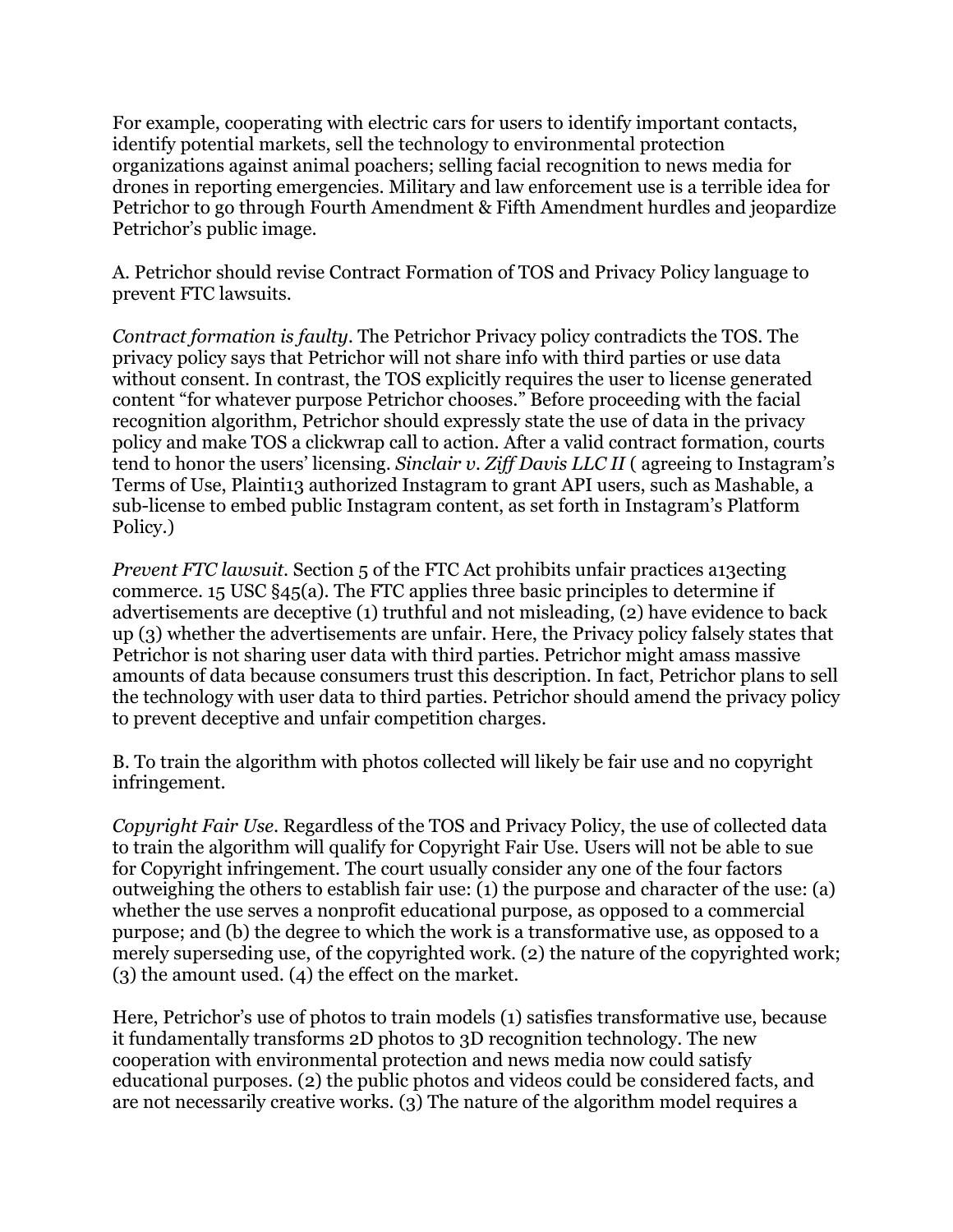For example, cooperating with electric cars for users to identify important contacts, identify potential markets, sell the technology to environmental protection organizations against animal poachers; selling facial recognition to news media for drones in reporting emergencies. Military and law enforcement use is a terrible idea for Petrichor to go through Fourth Amendment & Fifth Amendment hurdles and jeopardize Petrichor's public image.

A. Petrichor should revise Contract Formation of TOS and Privacy Policy language to prevent FTC lawsuits.

*Contract formation is faulty*. The Petrichor Privacy policy contradicts the TOS. The privacy policy says that Petrichor will not share info with third parties or use data without consent. In contrast, the TOS explicitly requires the user to license generated content "for whatever purpose Petrichor chooses." Before proceeding with the facial recognition algorithm, Petrichor should expressly state the use of data in the privacy policy and make TOS a clickwrap call to action. After a valid contract formation, courts tend to honor the users' licensing. *Sinclair v. Ziff Davis LLC II* ( agreeing to Instagram's Terms of Use, Plainti13 authorized Instagram to grant API users, such as Mashable, a sub-license to embed public Instagram content, as set forth in Instagram's Platform Policy.)

*Prevent FTC lawsuit*. Section 5 of the FTC Act prohibits unfair practices a13ecting commerce. 15 USC §45(a). The FTC applies three basic principles to determine if advertisements are deceptive (1) truthful and not misleading, (2) have evidence to back up (3) whether the advertisements are unfair. Here, the Privacy policy falsely states that Petrichor is not sharing user data with third parties. Petrichor might amass massive amounts of data because consumers trust this description. In fact, Petrichor plans to sell the technology with user data to third parties. Petrichor should amend the privacy policy to prevent deceptive and unfair competition charges.

B. To train the algorithm with photos collected will likely be fair use and no copyright infringement.

*Copyright Fair Use*. Regardless of the TOS and Privacy Policy, the use of collected data to train the algorithm will qualify for Copyright Fair Use. Users will not be able to sue for Copyright infringement. The court usually consider any one of the four factors outweighing the others to establish fair use: (1) the purpose and character of the use: (a) whether the use serves a nonprofit educational purpose, as opposed to a commercial purpose; and (b) the degree to which the work is a transformative use, as opposed to a merely superseding use, of the copyrighted work. (2) the nature of the copyrighted work; (3) the amount used. (4) the effect on the market.

Here, Petrichor's use of photos to train models (1) satisfies transformative use, because it fundamentally transforms 2D photos to 3D recognition technology. The new cooperation with environmental protection and news media now could satisfy educational purposes. (2) the public photos and videos could be considered facts, and are not necessarily creative works. (3) The nature of the algorithm model requires a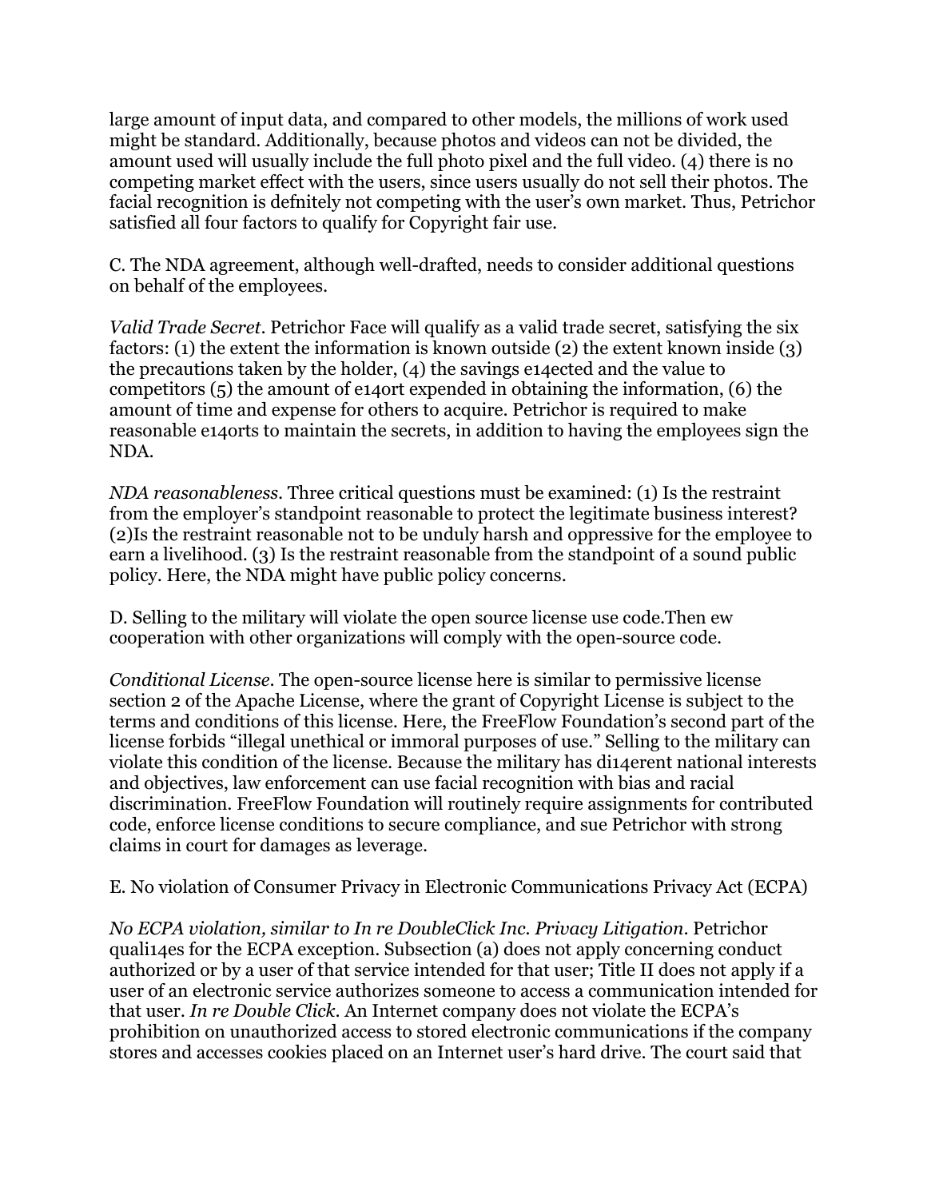large amount of input data, and compared to other models, the millions of work used might be standard. Additionally, because photos and videos can not be divided, the amount used will usually include the full photo pixel and the full video. (4) there is no competing market effect with the users, since users usually do not sell their photos. The facial recognition is defnitely not competing with the user's own market. Thus, Petrichor satisfied all four factors to qualify for Copyright fair use.

C. The NDA agreement, although well-drafted, needs to consider additional questions on behalf of the employees.

*Valid Trade Secret*. Petrichor Face will qualify as a valid trade secret, satisfying the six factors: (1) the extent the information is known outside (2) the extent known inside (3) the precautions taken by the holder, (4) the savings e14ected and the value to competitors (5) the amount of e14ort expended in obtaining the information, (6) the amount of time and expense for others to acquire. Petrichor is required to make reasonable e14orts to maintain the secrets, in addition to having the employees sign the NDA.

*NDA reasonableness*. Three critical questions must be examined: (1) Is the restraint from the employer's standpoint reasonable to protect the legitimate business interest? (2)Is the restraint reasonable not to be unduly harsh and oppressive for the employee to earn a livelihood. (3) Is the restraint reasonable from the standpoint of a sound public policy. Here, the NDA might have public policy concerns.

D. Selling to the military will violate the open source license use code.Then ew cooperation with other organizations will comply with the open-source code.

*Conditional License*. The open-source license here is similar to permissive license section 2 of the Apache License, where the grant of Copyright License is subject to the terms and conditions of this license. Here, the FreeFlow Foundation's second part of the license forbids "illegal unethical or immoral purposes of use." Selling to the military can violate this condition of the license. Because the military has di14erent national interests and objectives, law enforcement can use facial recognition with bias and racial discrimination. FreeFlow Foundation will routinely require assignments for contributed code, enforce license conditions to secure compliance, and sue Petrichor with strong claims in court for damages as leverage.

E. No violation of Consumer Privacy in Electronic Communications Privacy Act (ECPA)

*No ECPA violation, similar to In re DoubleClick Inc. Privacy Litigation*. Petrichor quali14es for the ECPA exception. Subsection (a) does not apply concerning conduct authorized or by a user of that service intended for that user; Title II does not apply if a user of an electronic service authorizes someone to access a communication intended for that user. *In re Double Click*. An Internet company does not violate the ECPA's prohibition on unauthorized access to stored electronic communications if the company stores and accesses cookies placed on an Internet user's hard drive. The court said that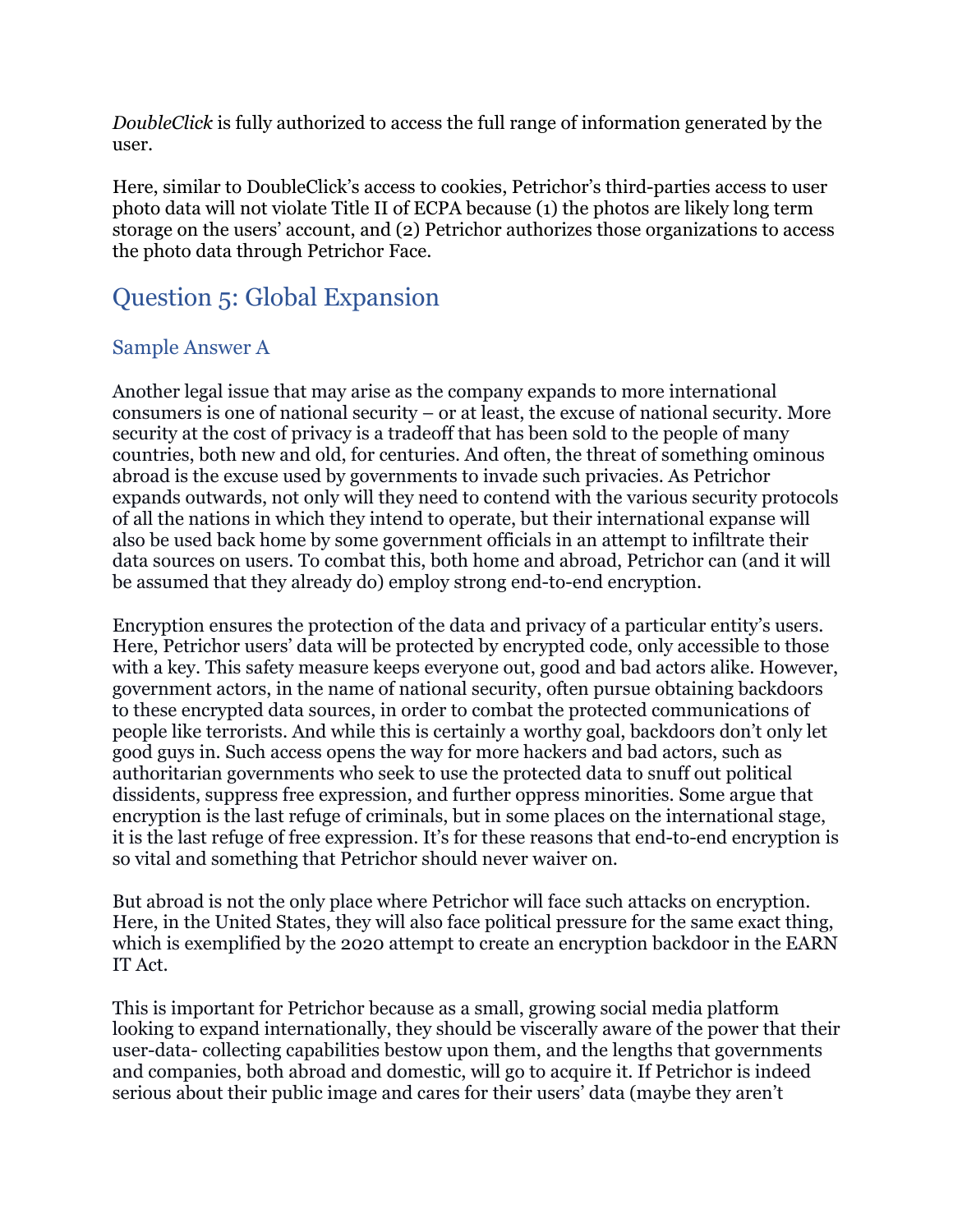*DoubleClick* is fully authorized to access the full range of information generated by the user.

Here, similar to DoubleClick's access to cookies, Petrichor's third-parties access to user photo data will not violate Title II of ECPA because (1) the photos are likely long term storage on the users' account, and (2) Petrichor authorizes those organizations to access the photo data through Petrichor Face.

## Question 5: Global Expansion

### Sample Answer A

Another legal issue that may arise as the company expands to more international consumers is one of national security – or at least, the excuse of national security. More security at the cost of privacy is a tradeoff that has been sold to the people of many countries, both new and old, for centuries. And often, the threat of something ominous abroad is the excuse used by governments to invade such privacies. As Petrichor expands outwards, not only will they need to contend with the various security protocols of all the nations in which they intend to operate, but their international expanse will also be used back home by some government officials in an attempt to infiltrate their data sources on users. To combat this, both home and abroad, Petrichor can (and it will be assumed that they already do) employ strong end-to-end encryption.

Encryption ensures the protection of the data and privacy of a particular entity's users. Here, Petrichor users' data will be protected by encrypted code, only accessible to those with a key. This safety measure keeps everyone out, good and bad actors alike. However, government actors, in the name of national security, often pursue obtaining backdoors to these encrypted data sources, in order to combat the protected communications of people like terrorists. And while this is certainly a worthy goal, backdoors don't only let good guys in. Such access opens the way for more hackers and bad actors, such as authoritarian governments who seek to use the protected data to snuff out political dissidents, suppress free expression, and further oppress minorities. Some argue that encryption is the last refuge of criminals, but in some places on the international stage, it is the last refuge of free expression. It's for these reasons that end-to-end encryption is so vital and something that Petrichor should never waiver on.

But abroad is not the only place where Petrichor will face such attacks on encryption. Here, in the United States, they will also face political pressure for the same exact thing, which is exemplified by the 2020 attempt to create an encryption backdoor in the EARN IT Act.

This is important for Petrichor because as a small, growing social media platform looking to expand internationally, they should be viscerally aware of the power that their user-data- collecting capabilities bestow upon them, and the lengths that governments and companies, both abroad and domestic, will go to acquire it. If Petrichor is indeed serious about their public image and cares for their users' data (maybe they aren't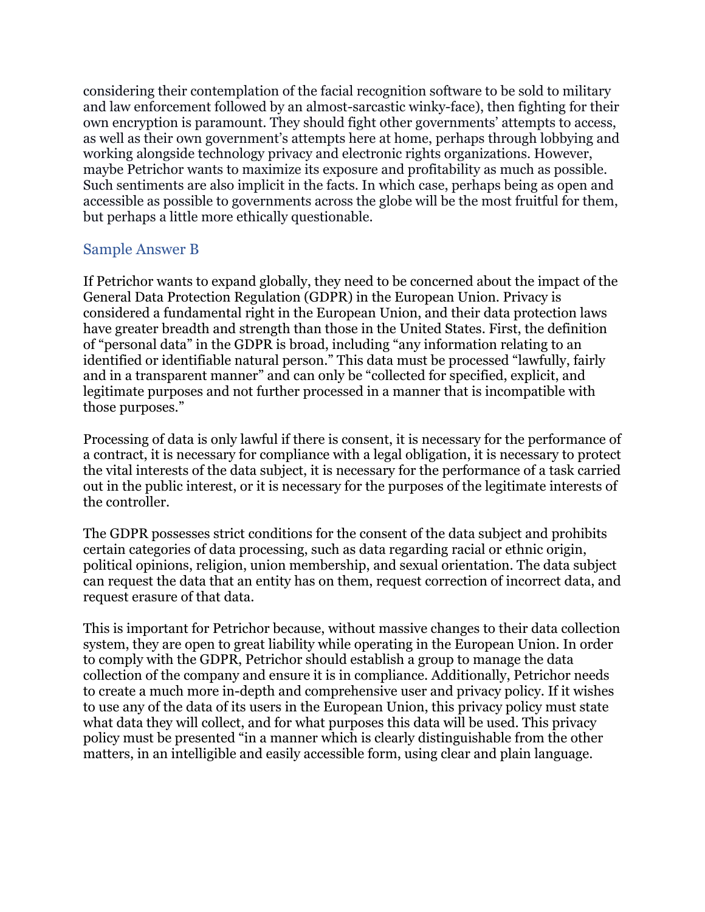considering their contemplation of the facial recognition software to be sold to military and law enforcement followed by an almost-sarcastic winky-face), then fighting for their own encryption is paramount. They should fight other governments' attempts to access, as well as their own government's attempts here at home, perhaps through lobbying and working alongside technology privacy and electronic rights organizations. However, maybe Petrichor wants to maximize its exposure and profitability as much as possible. Such sentiments are also implicit in the facts. In which case, perhaps being as open and accessible as possible to governments across the globe will be the most fruitful for them, but perhaps a little more ethically questionable.

## Sample Answer B

If Petrichor wants to expand globally, they need to be concerned about the impact of the General Data Protection Regulation (GDPR) in the European Union. Privacy is considered a fundamental right in the European Union, and their data protection laws have greater breadth and strength than those in the United States. First, the definition of "personal data" in the GDPR is broad, including "any information relating to an identified or identifiable natural person." This data must be processed "lawfully, fairly and in a transparent manner" and can only be "collected for specified, explicit, and legitimate purposes and not further processed in a manner that is incompatible with those purposes."

Processing of data is only lawful if there is consent, it is necessary for the performance of a contract, it is necessary for compliance with a legal obligation, it is necessary to protect the vital interests of the data subject, it is necessary for the performance of a task carried out in the public interest, or it is necessary for the purposes of the legitimate interests of the controller.

The GDPR possesses strict conditions for the consent of the data subject and prohibits certain categories of data processing, such as data regarding racial or ethnic origin, political opinions, religion, union membership, and sexual orientation. The data subject can request the data that an entity has on them, request correction of incorrect data, and request erasure of that data.

This is important for Petrichor because, without massive changes to their data collection system, they are open to great liability while operating in the European Union. In order to comply with the GDPR, Petrichor should establish a group to manage the data collection of the company and ensure it is in compliance. Additionally, Petrichor needs to create a much more in-depth and comprehensive user and privacy policy. If it wishes to use any of the data of its users in the European Union, this privacy policy must state what data they will collect, and for what purposes this data will be used. This privacy policy must be presented "in a manner which is clearly distinguishable from the other matters, in an intelligible and easily accessible form, using clear and plain language.